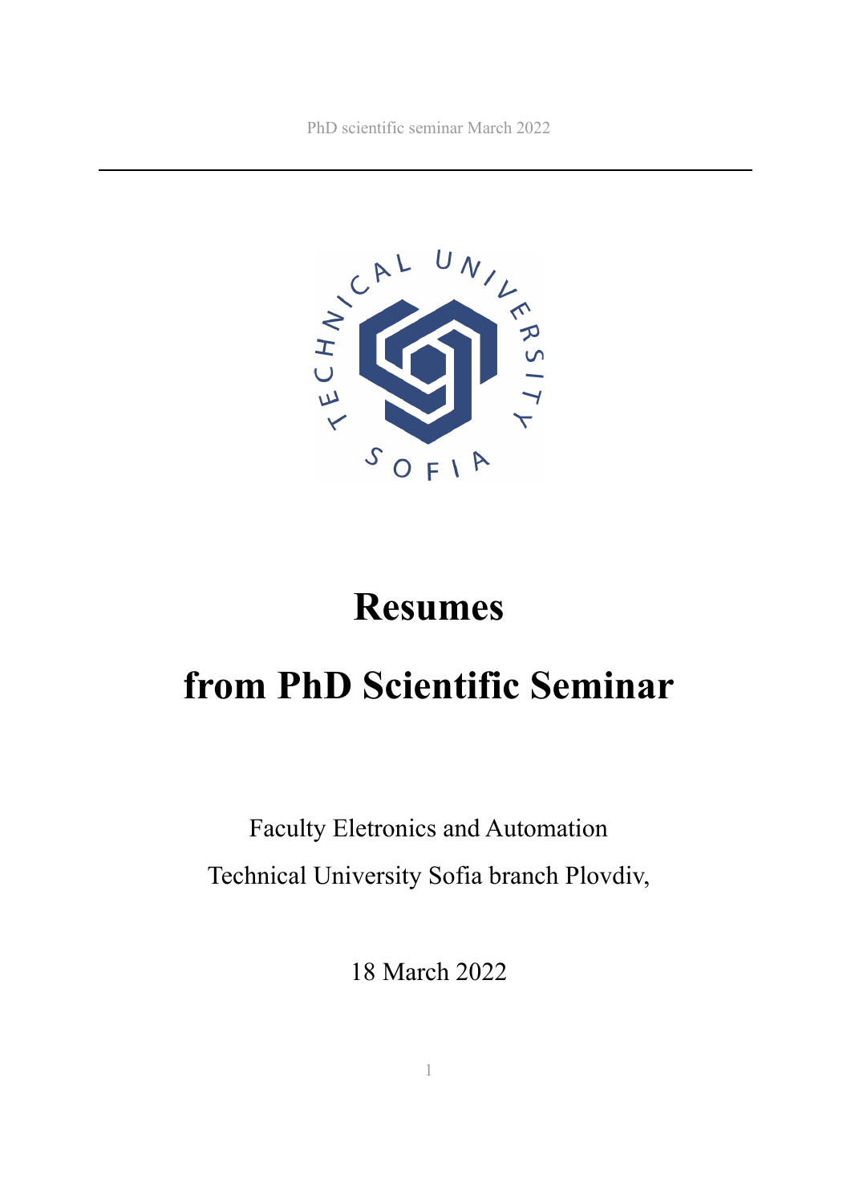# Resumes

# from PhD Scientific Seminar

Faculty Eletronics and Automation

Technical University Sofia branch Plovdiv,

18 March 2022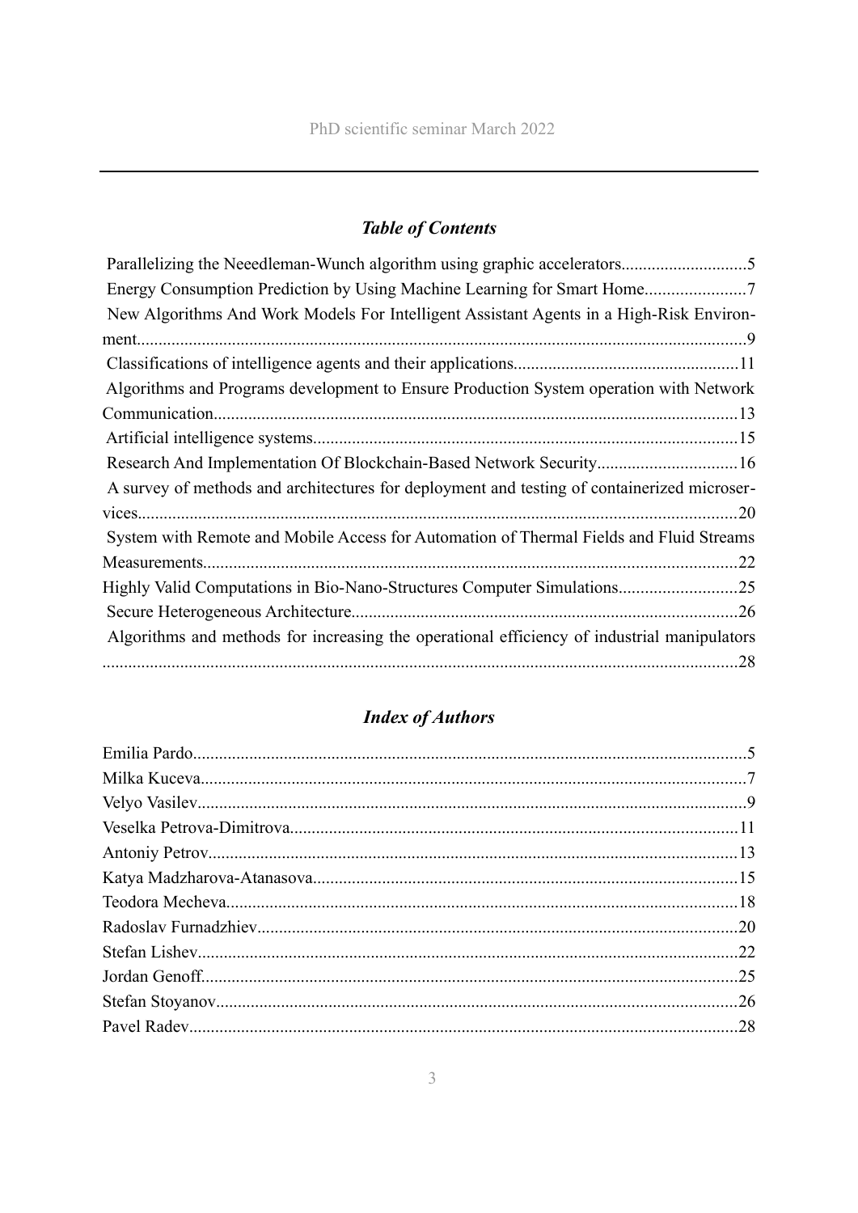## *Table of Contents*

Parallelizing the Neeedleman-Wunch algorithm using graphic accelerators............................5
Energy Consumption Prediction by Using Machine Learning for Smart Home.......................7
New Algorithms And Work Models For Intelligent Assistant Agents in a High-Risk Environment...........................................................................................................................................9
Classifications of intelligence agents and their applications...................................................11
Algorithms and Programs development to Ensure Production System operation with Network Communication.........................................................................................................................13
Artificial intelligence systems.................................................................................................15
Research And Implementation Of Blockchain-Based Network Security................................16
A survey of methods and architectures for deployment and testing of containerized microservices..........................................................................................................................................20
System with Remote and Mobile Access for Automation of Thermal Fields and Fluid Streams Measurements..........................................................................................................................22
Highly Valid Computations in Bio-Nano-Structures Computer Simulations...........................25
Secure Heterogeneous Architecture........................................................................................26
Algorithms and methods for increasing the operational efficiency of industrial manipulators .................................................................................................................................................28

## *Index of Authors*

Emilia Pardo..............................................................................................................................5
Milka Kuceva............................................................................................................................7
Velyo Vasilev.............................................................................................................................9
Veselka Petrova-Dimitrova......................................................................................................11
Antoniy Petrov.........................................................................................................................13
Katya Madzharova-Atanasova.................................................................................................15
Teodora Mecheva.....................................................................................................................18
Radoslav Furnadzhiev..............................................................................................................20
Stefan Lishev............................................................................................................................22
Jordan Genoff...........................................................................................................................25
Stefan Stoyanov........................................................................................................................26
Pavel Radev..............................................................................................................................28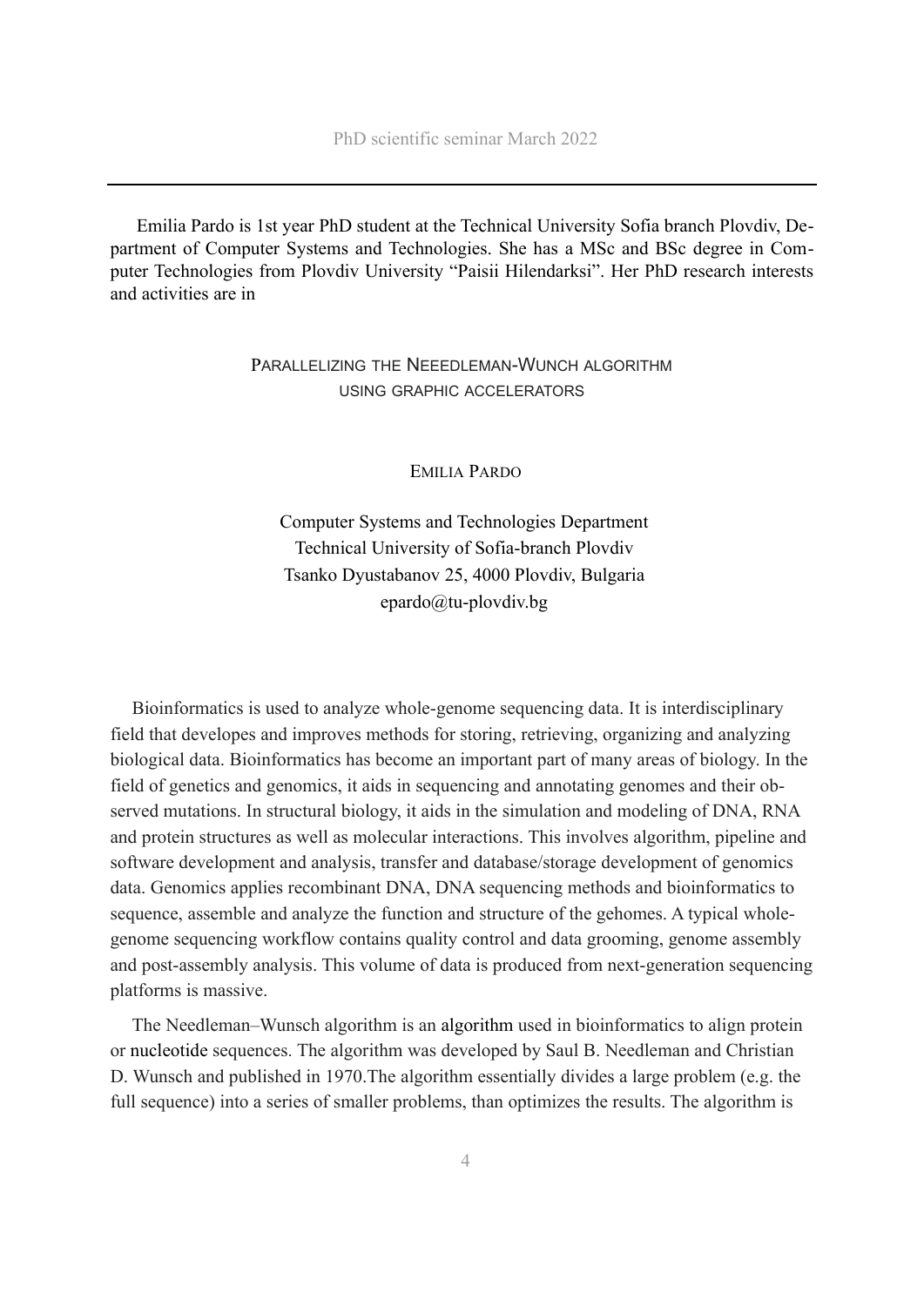Emilia Pardo is 1st year PhD student at the Technical University Sofia branch Plovdiv, Department of Computer Systems and Technologies. She has a MSc and BSc degree in Computer Technologies from Plovdiv University "Paisii Hilendarksi". Her PhD research interests and activities are in

## Parallelizing the Neeedleman-Wunch algorithm using graphic accelerators

Emilia Pardo

Computer Systems and Technologies Department
Technical University of Sofia-branch Plovdiv
Tsanko Dyustabanov 25, 4000 Plovdiv, Bulgaria
epardo@tu-plovdiv.bg

Bioinformatics is used to analyze whole-genome sequencing data. It is interdisciplinary field that developes and improves methods for storing, retrieving, organizing and analyzing biological data. Bioinformatics has become an important part of many areas of biology. In the field of genetics and genomics, it aids in sequencing and annotating genomes and their observed mutations. In structural biology, it aids in the simulation and modeling of DNA, RNA and protein structures as well as molecular interactions. This involves algorithm, pipeline and software development and analysis, transfer and database/storage development of genomics data. Genomics applies recombinant DNA, DNA sequencing methods and bioinformatics to sequence, assemble and analyze the function and structure of the gehomes. A typical whole-genome sequencing workflow contains quality control and data grooming, genome assembly and post-assembly analysis. This volume of data is produced from next-generation sequencing platforms is massive.

The Needleman–Wunsch algorithm is an algorithm used in bioinformatics to align protein or nucleotide sequences. The algorithm was developed by Saul B. Needleman and Christian D. Wunsch and published in 1970.The algorithm essentially divides a large problem (e.g. the full sequence) into a series of smaller problems, than optimizes the results. The algorithm is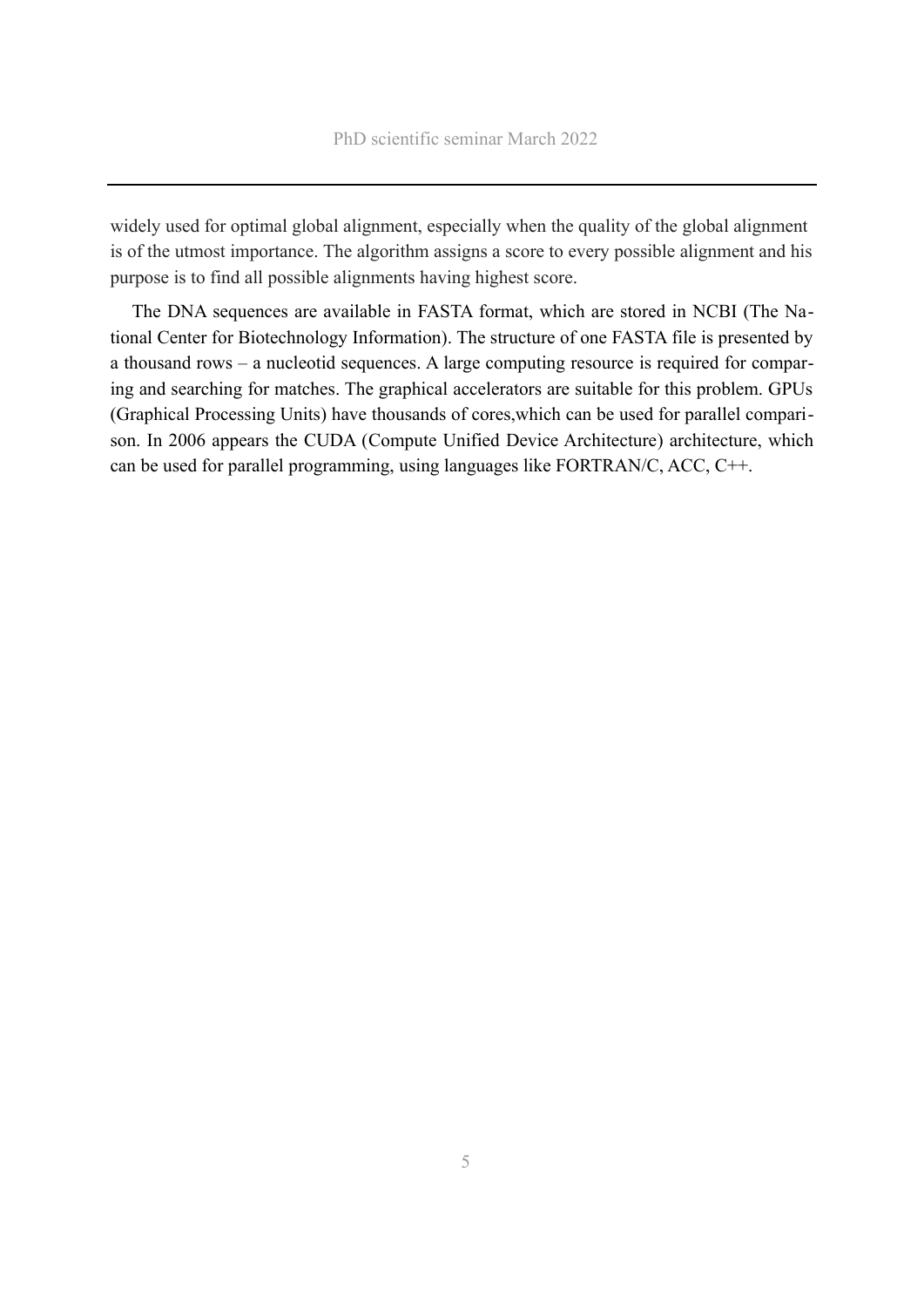widely used for optimal global alignment, especially when the quality of the global alignment is of the utmost importance. The algorithm assigns a score to every possible alignment and his purpose is to find all possible alignments having highest score.

The DNA sequences are available in FASTA format, which are stored in NCBI (The National Center for Biotechnology Information). The structure of one FASTA file is presented by a thousand rows – a nucleotid sequences. A large computing resource is required for comparing and searching for matches. The graphical accelerators are suitable for this problem. GPUs (Graphical Processing Units) have thousands of cores,which can be used for parallel comparison. In 2006 appears the CUDA (Compute Unified Device Architecture) architecture, which can be used for parallel programming, using languages like FORTRAN/C, ACC, C++.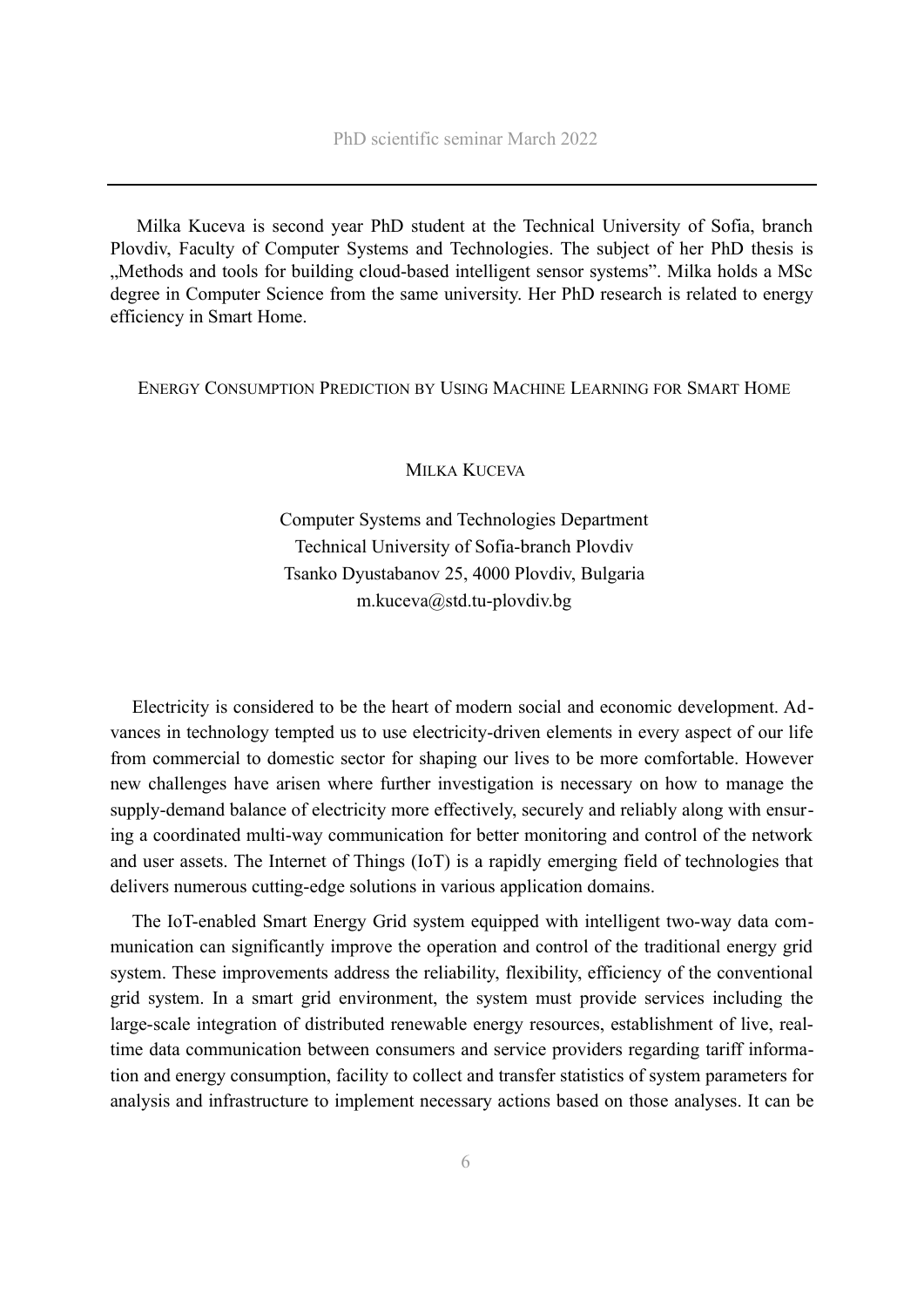Milka Kuceva is second year PhD student at the Technical University of Sofia, branch Plovdiv, Faculty of Computer Systems and Technologies. The subject of her PhD thesis is „Methods and tools for building cloud-based intelligent sensor systems". Milka holds a MSc degree in Computer Science from the same university. Her PhD research is related to energy efficiency in Smart Home.

## Energy Consumption Prediction by Using Machine Learning for Smart Home

**Milka Kuceva**

Computer Systems and Technologies Department  
Technical University of Sofia-branch Plovdiv  
Tsanko Dyustabanov 25, 4000 Plovdiv, Bulgaria  
m.kuceva@std.tu-plovdiv.bg

Electricity is considered to be the heart of modern social and economic development. Advances in technology tempted us to use electricity-driven elements in every aspect of our life from commercial to domestic sector for shaping our lives to be more comfortable. However new challenges have arisen where further investigation is necessary on how to manage the supply-demand balance of electricity more effectively, securely and reliably along with ensuring a coordinated multi-way communication for better monitoring and control of the network and user assets. The Internet of Things (IoT) is a rapidly emerging field of technologies that delivers numerous cutting-edge solutions in various application domains.

The IoT-enabled Smart Energy Grid system equipped with intelligent two-way data communication can significantly improve the operation and control of the traditional energy grid system. These improvements address the reliability, flexibility, efficiency of the conventional grid system. In a smart grid environment, the system must provide services including the large-scale integration of distributed renewable energy resources, establishment of live, real-time data communication between consumers and service providers regarding tariff information and energy consumption, facility to collect and transfer statistics of system parameters for analysis and infrastructure to implement necessary actions based on those analyses. It can be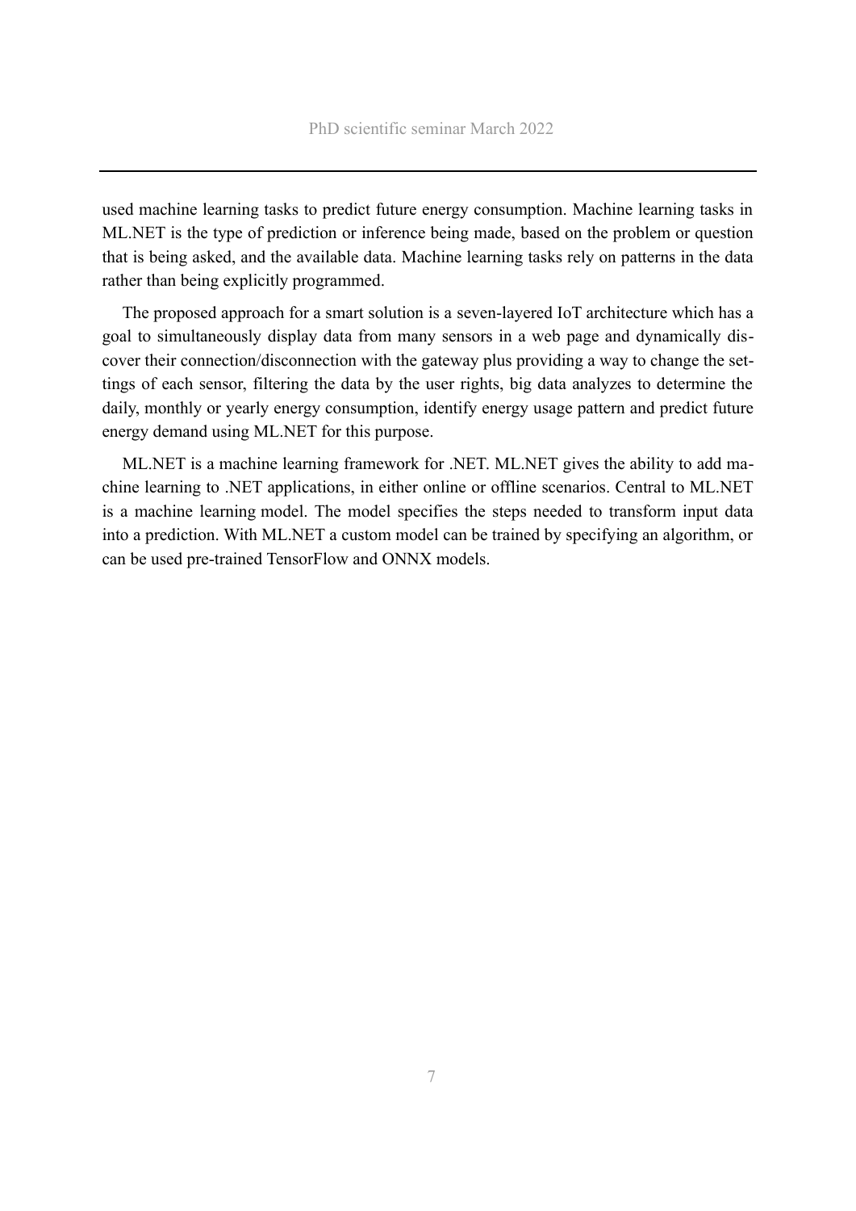used machine learning tasks to predict future energy consumption. Machine learning tasks in ML.NET is the type of prediction or inference being made, based on the problem or question that is being asked, and the available data. Machine learning tasks rely on patterns in the data rather than being explicitly programmed.

The proposed approach for a smart solution is a seven-layered IoT architecture which has a goal to simultaneously display data from many sensors in a web page and dynamically discover their connection/disconnection with the gateway plus providing a way to change the settings of each sensor, filtering the data by the user rights, big data analyzes to determine the daily, monthly or yearly energy consumption, identify energy usage pattern and predict future energy demand using ML.NET for this purpose.

ML.NET is a machine learning framework for .NET. ML.NET gives the ability to add machine learning to .NET applications, in either online or offline scenarios. Central to ML.NET is a machine learning model. The model specifies the steps needed to transform input data into a prediction. With ML.NET a custom model can be trained by specifying an algorithm, or can be used pre-trained TensorFlow and ONNX models.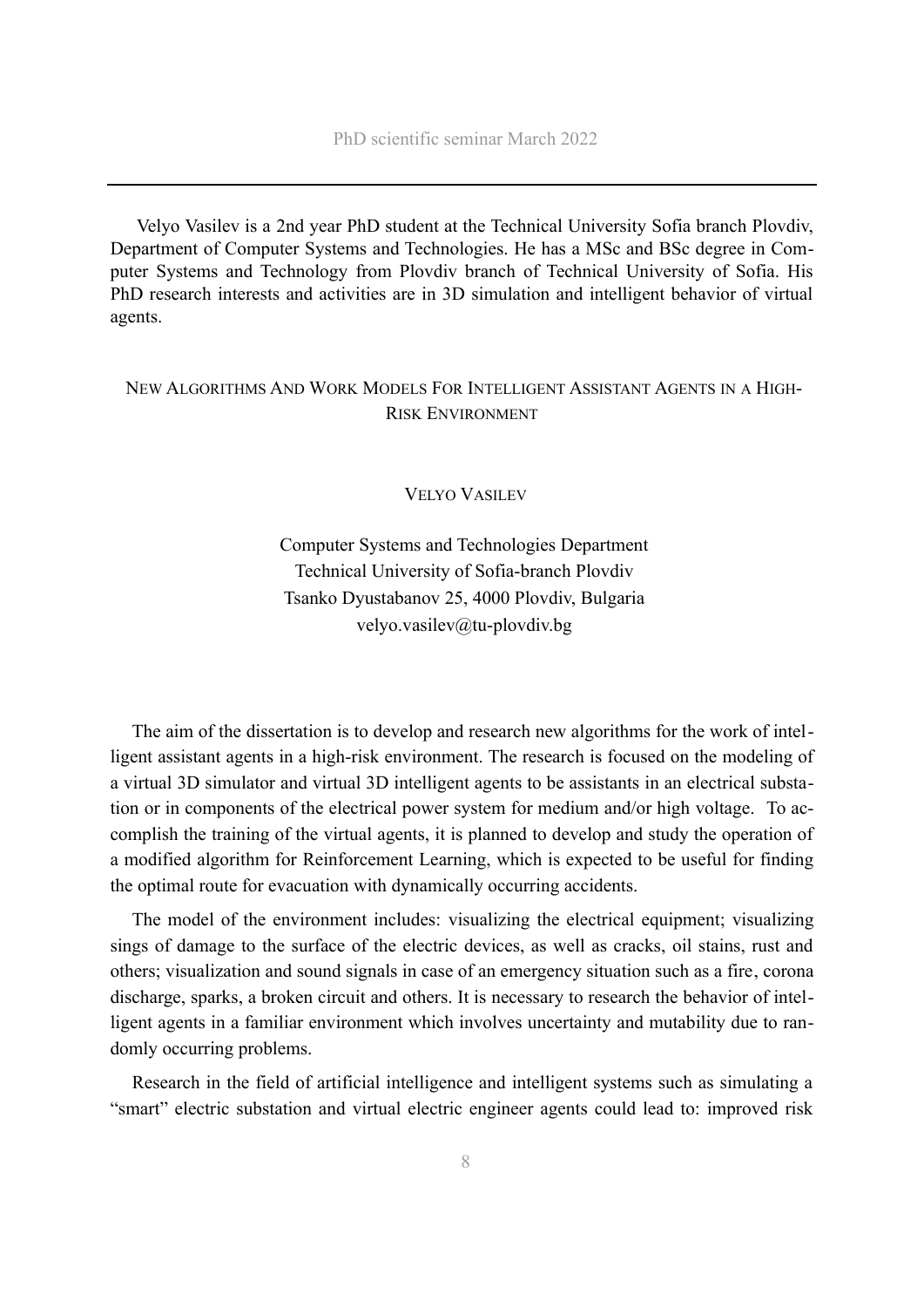Velyo Vasilev is a 2nd year PhD student at the Technical University Sofia branch Plovdiv, Department of Computer Systems and Technologies. He has a MSc and BSc degree in Computer Systems and Technology from Plovdiv branch of Technical University of Sofia. His PhD research interests and activities are in 3D simulation and intelligent behavior of virtual agents.

## New Algorithms And Work Models For Intelligent Assistant Agents in a High-Risk Environment

Velyo Vasilev

Computer Systems and Technologies Department
Technical University of Sofia-branch Plovdiv
Tsanko Dyustabanov 25, 4000 Plovdiv, Bulgaria
velyo.vasilev@tu-plovdiv.bg

The aim of the dissertation is to develop and research new algorithms for the work of intelligent assistant agents in a high-risk environment. The research is focused on the modeling of a virtual 3D simulator and virtual 3D intelligent agents to be assistants in an electrical substation or in components of the electrical power system for medium and/or high voltage. To accomplish the training of the virtual agents, it is planned to develop and study the operation of a modified algorithm for Reinforcement Learning, which is expected to be useful for finding the optimal route for evacuation with dynamically occurring accidents.

The model of the environment includes: visualizing the electrical equipment; visualizing sings of damage to the surface of the electric devices, as well as cracks, oil stains, rust and others; visualization and sound signals in case of an emergency situation such as a fire, corona discharge, sparks, a broken circuit and others. It is necessary to research the behavior of intelligent agents in a familiar environment which involves uncertainty and mutability due to randomly occurring problems.

Research in the field of artificial intelligence and intelligent systems such as simulating a "smart" electric substation and virtual electric engineer agents could lead to: improved risk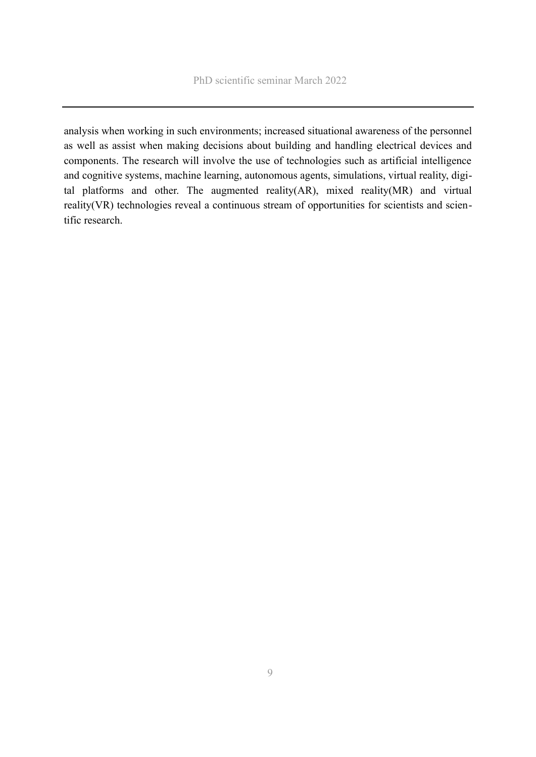analysis when working in such environments; increased situational awareness of the personnel as well as assist when making decisions about building and handling electrical devices and components. The research will involve the use of technologies such as artificial intelligence and cognitive systems, machine learning, autonomous agents, simulations, virtual reality, digital platforms and other. The augmented reality(AR), mixed reality(MR) and virtual reality(VR) technologies reveal a continuous stream of opportunities for scientists and scientific research.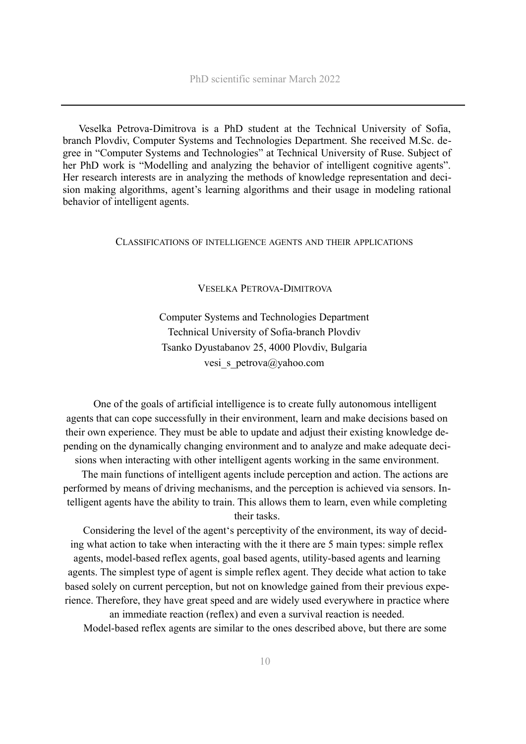Veselka Petrova-Dimitrova is a PhD student at the Technical University of Sofia, branch Plovdiv, Computer Systems and Technologies Department. She received M.Sc. degree in "Computer Systems and Technologies" at Technical University of Ruse. Subject of her PhD work is "Modelling and analyzing the behavior of intelligent cognitive agents". Her research interests are in analyzing the methods of knowledge representation and decision making algorithms, agent's learning algorithms and their usage in modeling rational behavior of intelligent agents.

## CLASSIFICATIONS OF INTELLIGENCE AGENTS AND THEIR APPLICATIONS

VESELKA PETROVA-DIMITROVA

Computer Systems and Technologies Department
Technical University of Sofia-branch Plovdiv
Tsanko Dyustabanov 25, 4000 Plovdiv, Bulgaria
vesi_s_petrova@yahoo.com

One of the goals of artificial intelligence is to create fully autonomous intelligent agents that can cope successfully in their environment, learn and make decisions based on their own experience. They must be able to update and adjust their existing knowledge depending on the dynamically changing environment and to analyze and make adequate decisions when interacting with other intelligent agents working in the same environment.

The main functions of intelligent agents include perception and action. The actions are performed by means of driving mechanisms, and the perception is achieved via sensors. Intelligent agents have the ability to train. This allows them to learn, even while completing their tasks.

Considering the level of the agent's perceptivity of the environment, its way of deciding what action to take when interacting with the it there are 5 main types: simple reflex agents, model-based reflex agents, goal based agents, utility-based agents and learning agents. The simplest type of agent is simple reflex agent. They decide what action to take based solely on current perception, but not on knowledge gained from their previous experience. Therefore, they have great speed and are widely used everywhere in practice where an immediate reaction (reflex) and even a survival reaction is needed.

Model-based reflex agents are similar to the ones described above, but there are some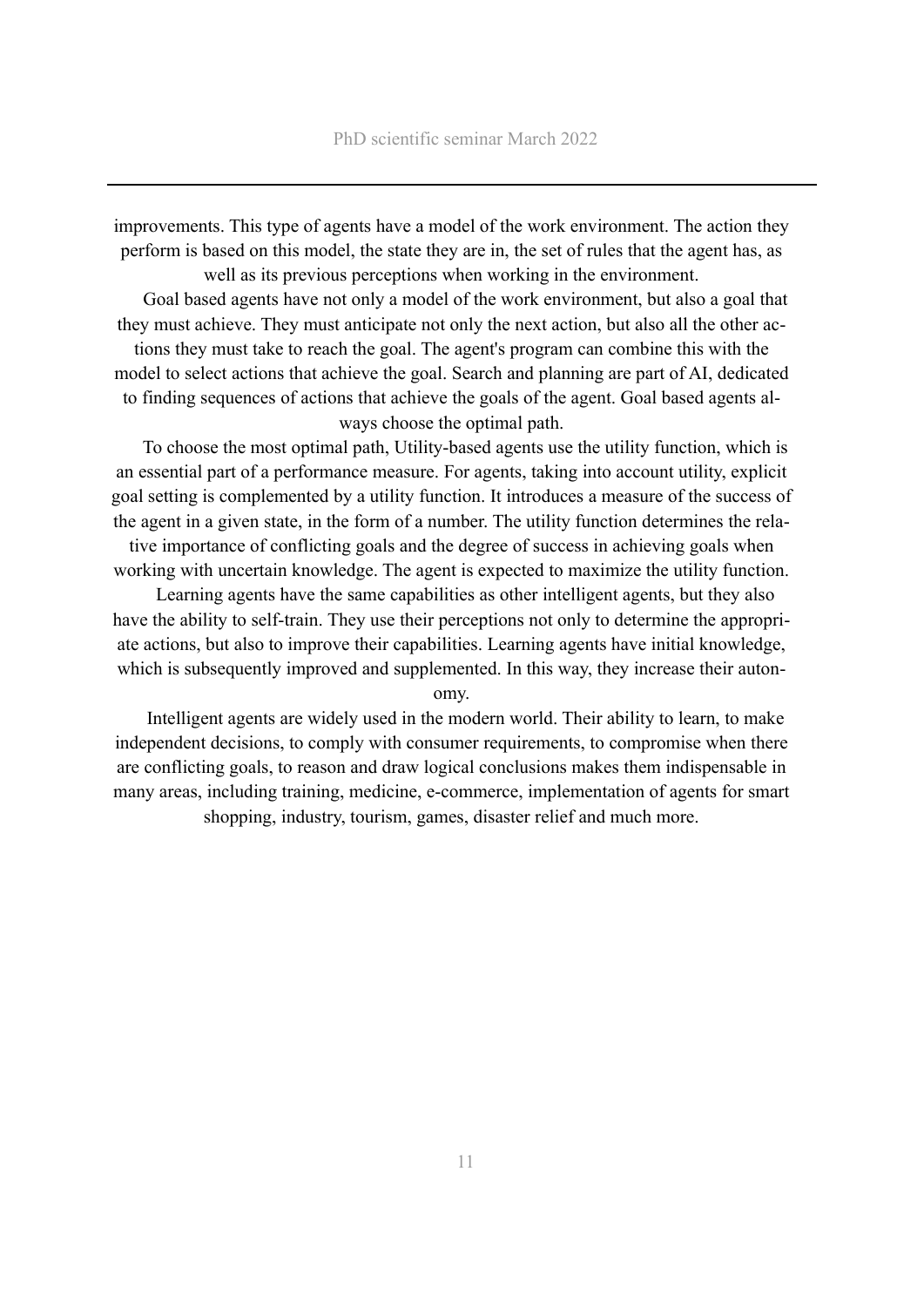improvements. This type of agents have a model of the work environment. The action they perform is based on this model, the state they are in, the set of rules that the agent has, as well as its previous perceptions when working in the environment.

Goal based agents have not only a model of the work environment, but also a goal that they must achieve. They must anticipate not only the next action, but also all the other actions they must take to reach the goal. The agent's program can combine this with the model to select actions that achieve the goal. Search and planning are part of AI, dedicated to finding sequences of actions that achieve the goals of the agent. Goal based agents always choose the optimal path.

To choose the most optimal path, Utility-based agents use the utility function, which is an essential part of a performance measure. For agents, taking into account utility, explicit goal setting is complemented by a utility function. It introduces a measure of the success of the agent in a given state, in the form of a number. The utility function determines the relative importance of conflicting goals and the degree of success in achieving goals when working with uncertain knowledge. The agent is expected to maximize the utility function.

Learning agents have the same capabilities as other intelligent agents, but they also have the ability to self-train. They use their perceptions not only to determine the appropriate actions, but also to improve their capabilities. Learning agents have initial knowledge, which is subsequently improved and supplemented. In this way, they increase their autonomy.

Intelligent agents are widely used in the modern world. Their ability to learn, to make independent decisions, to comply with consumer requirements, to compromise when there are conflicting goals, to reason and draw logical conclusions makes them indispensable in many areas, including training, medicine, e-commerce, implementation of agents for smart shopping, industry, tourism, games, disaster relief and much more.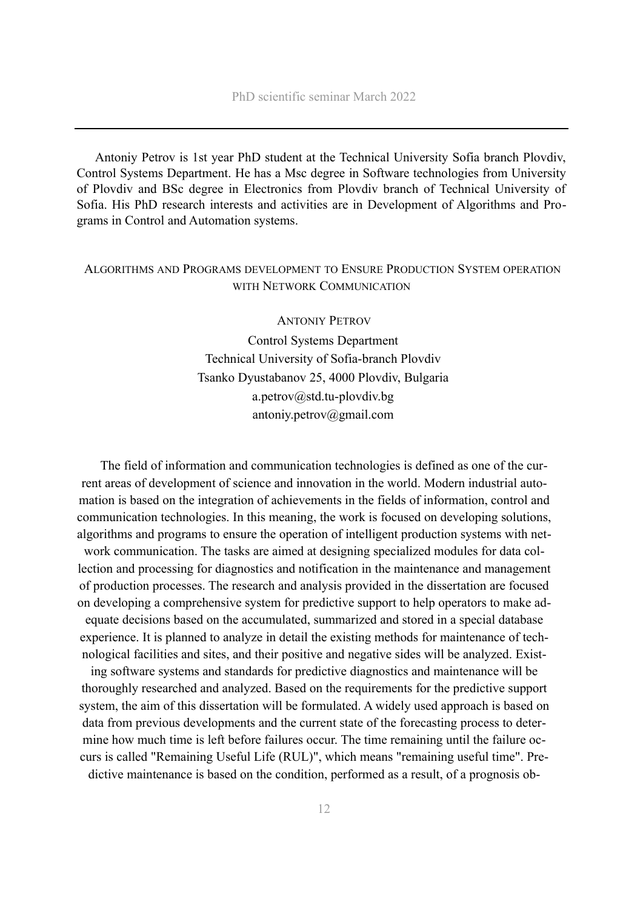Antoniy Petrov is 1st year PhD student at the Technical University Sofia branch Plovdiv, Control Systems Department. He has a Msc degree in Software technologies from University of Plovdiv and BSc degree in Electronics from Plovdiv branch of Technical University of Sofia. His PhD research interests and activities are in Development of Algorithms and Programs in Control and Automation systems.

## Algorithms and Programs development to Ensure Production System operation with Network Communication

Antoniy Petrov

Control Systems Department
Technical University of Sofia-branch Plovdiv
Tsanko Dyustabanov 25, 4000 Plovdiv, Bulgaria
a.petrov@std.tu-plovdiv.bg
antoniy.petrov@gmail.com

The field of information and communication technologies is defined as one of the current areas of development of science and innovation in the world. Modern industrial automation is based on the integration of achievements in the fields of information, control and communication technologies. In this meaning, the work is focused on developing solutions, algorithms and programs to ensure the operation of intelligent production systems with network communication. The tasks are aimed at designing specialized modules for data collection and processing for diagnostics and notification in the maintenance and management of production processes. The research and analysis provided in the dissertation are focused on developing a comprehensive system for predictive support to help operators to make adequate decisions based on the accumulated, summarized and stored in a special database experience. It is planned to analyze in detail the existing methods for maintenance of technological facilities and sites, and their positive and negative sides will be analyzed. Existing software systems and standards for predictive diagnostics and maintenance will be thoroughly researched and analyzed. Based on the requirements for the predictive support system, the aim of this dissertation will be formulated. A widely used approach is based on data from previous developments and the current state of the forecasting process to determine how much time is left before failures occur. The time remaining until the failure occurs is called "Remaining Useful Life (RUL)", which means "remaining useful time". Predictive maintenance is based on the condition, performed as a result, of a prognosis ob-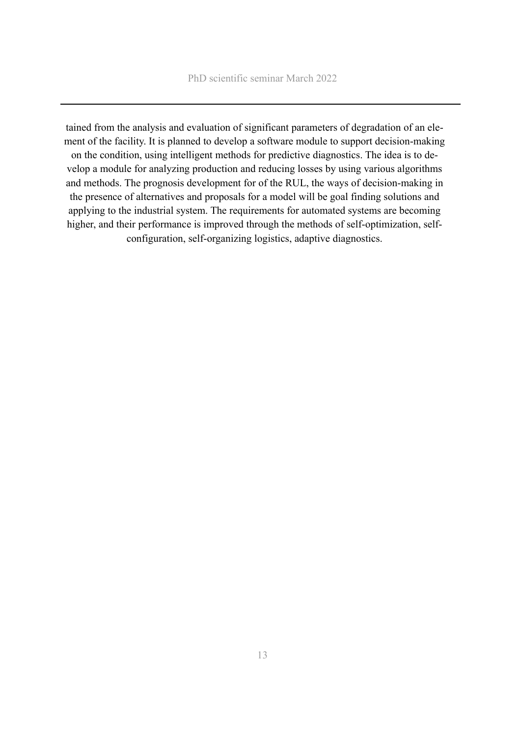tained from the analysis and evaluation of significant parameters of degradation of an element of the facility. It is planned to develop a software module to support decision-making on the condition, using intelligent methods for predictive diagnostics. The idea is to develop a module for analyzing production and reducing losses by using various algorithms and methods. The prognosis development for of the RUL, the ways of decision-making in the presence of alternatives and proposals for a model will be goal finding solutions and applying to the industrial system. The requirements for automated systems are becoming higher, and their performance is improved through the methods of self-optimization, self-configuration, self-organizing logistics, adaptive diagnostics.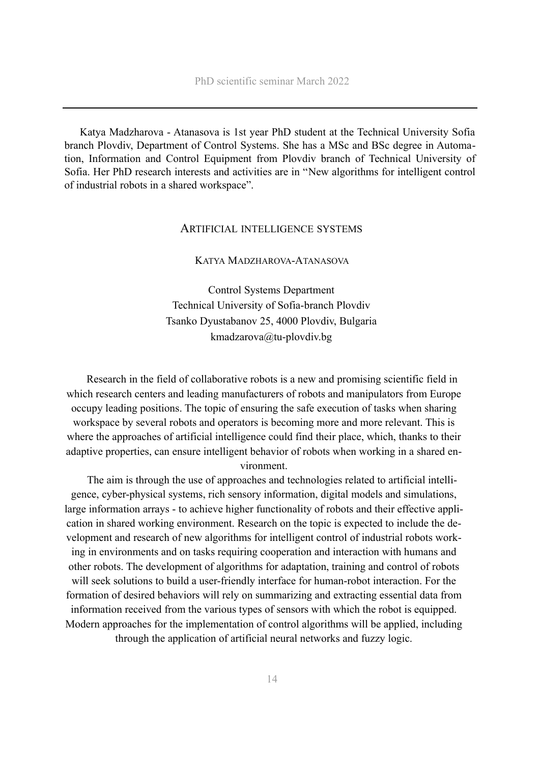Katya Madzharova - Atanasova is 1st year PhD student at the Technical University Sofia branch Plovdiv, Department of Control Systems. She has a MSc and BSc degree in Automation, Information and Control Equipment from Plovdiv branch of Technical University of Sofia. Her PhD research interests and activities are in “New algorithms for intelligent control of industrial robots in a shared workspace”.

## Artificial intelligence systems

Katya Madzharova-Atanasova

Control Systems Department
Technical University of Sofia-branch Plovdiv
Tsanko Dyustabanov 25, 4000 Plovdiv, Bulgaria
kmadzarova@tu-plovdiv.bg

Research in the field of collaborative robots is a new and promising scientific field in which research centers and leading manufacturers of robots and manipulators from Europe occupy leading positions. The topic of ensuring the safe execution of tasks when sharing workspace by several robots and operators is becoming more and more relevant. This is where the approaches of artificial intelligence could find their place, which, thanks to their adaptive properties, can ensure intelligent behavior of robots when working in a shared environment.

The aim is through the use of approaches and technologies related to artificial intelligence, cyber-physical systems, rich sensory information, digital models and simulations, large information arrays - to achieve higher functionality of robots and their effective application in shared working environment. Research on the topic is expected to include the development and research of new algorithms for intelligent control of industrial robots working in environments and on tasks requiring cooperation and interaction with humans and other robots. The development of algorithms for adaptation, training and control of robots will seek solutions to build a user-friendly interface for human-robot interaction. For the formation of desired behaviors will rely on summarizing and extracting essential data from information received from the various types of sensors with which the robot is equipped. Modern approaches for the implementation of control algorithms will be applied, including through the application of artificial neural networks and fuzzy logic.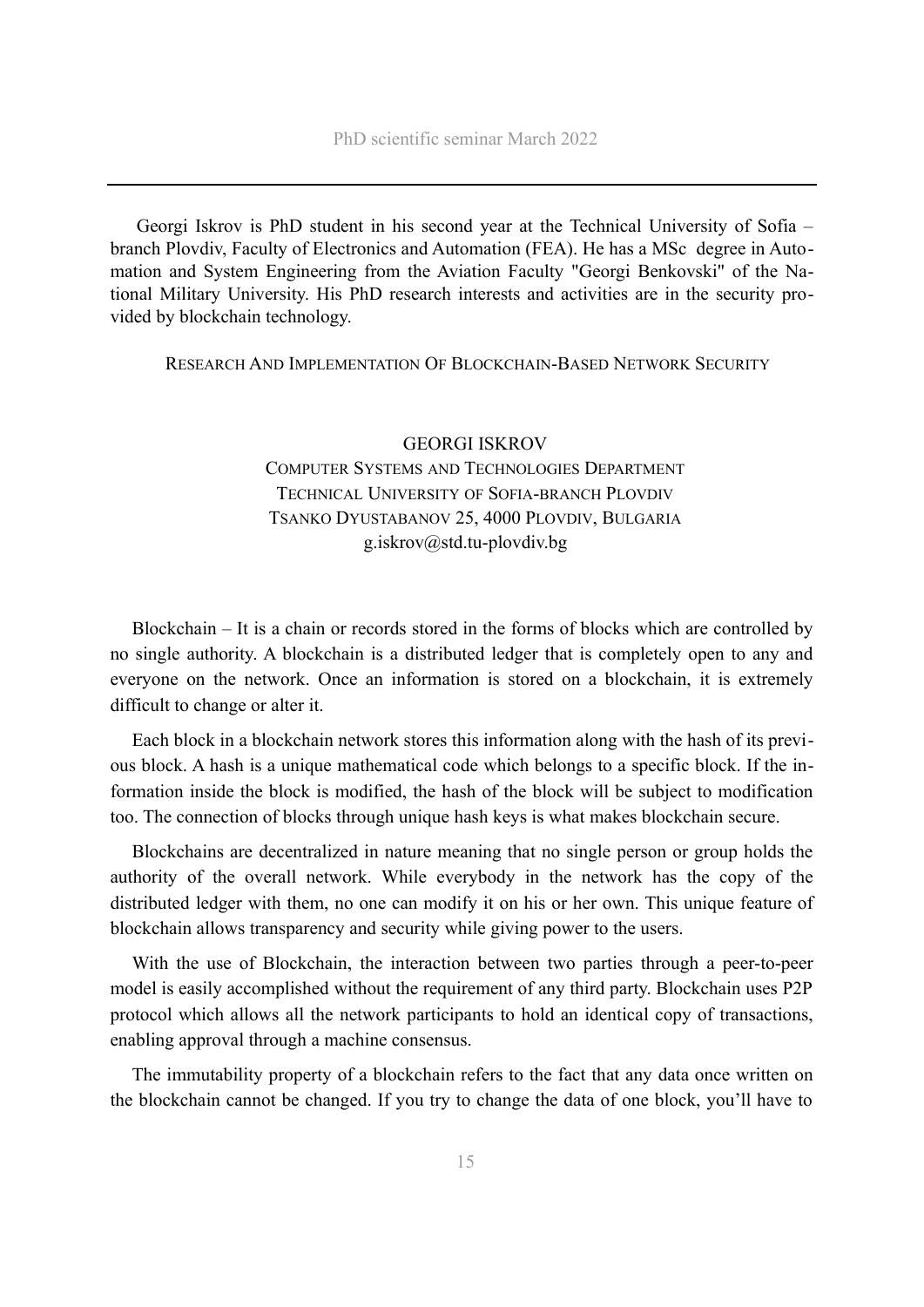Georgi Iskrov is PhD student in his second year at the Technical University of Sofia – branch Plovdiv, Faculty of Electronics and Automation (FEA). He has a MSc degree in Automation and System Engineering from the Aviation Faculty "Georgi Benkovski" of the National Military University. His PhD research interests and activities are in the security provided by blockchain technology.

## Research And Implementation Of Blockchain-Based Network Security

GEORGI ISKROV
COMPUTER SYSTEMS AND TECHNOLOGIES DEPARTMENT
TECHNICAL UNIVERSITY OF SOFIA-BRANCH PLOVDIV
TSANKO DYUSTABANOV 25, 4000 PLOVDIV, BULGARIA
g.iskrov@std.tu-plovdiv.bg

Blockchain – It is a chain or records stored in the forms of blocks which are controlled by no single authority. A blockchain is a distributed ledger that is completely open to any and everyone on the network. Once an information is stored on a blockchain, it is extremely difficult to change or alter it.

Each block in a blockchain network stores this information along with the hash of its previous block. A hash is a unique mathematical code which belongs to a specific block. If the information inside the block is modified, the hash of the block will be subject to modification too. The connection of blocks through unique hash keys is what makes blockchain secure.

Blockchains are decentralized in nature meaning that no single person or group holds the authority of the overall network. While everybody in the network has the copy of the distributed ledger with them, no one can modify it on his or her own. This unique feature of blockchain allows transparency and security while giving power to the users.

With the use of Blockchain, the interaction between two parties through a peer-to-peer model is easily accomplished without the requirement of any third party. Blockchain uses P2P protocol which allows all the network participants to hold an identical copy of transactions, enabling approval through a machine consensus.

The immutability property of a blockchain refers to the fact that any data once written on the blockchain cannot be changed. If you try to change the data of one block, you'll have to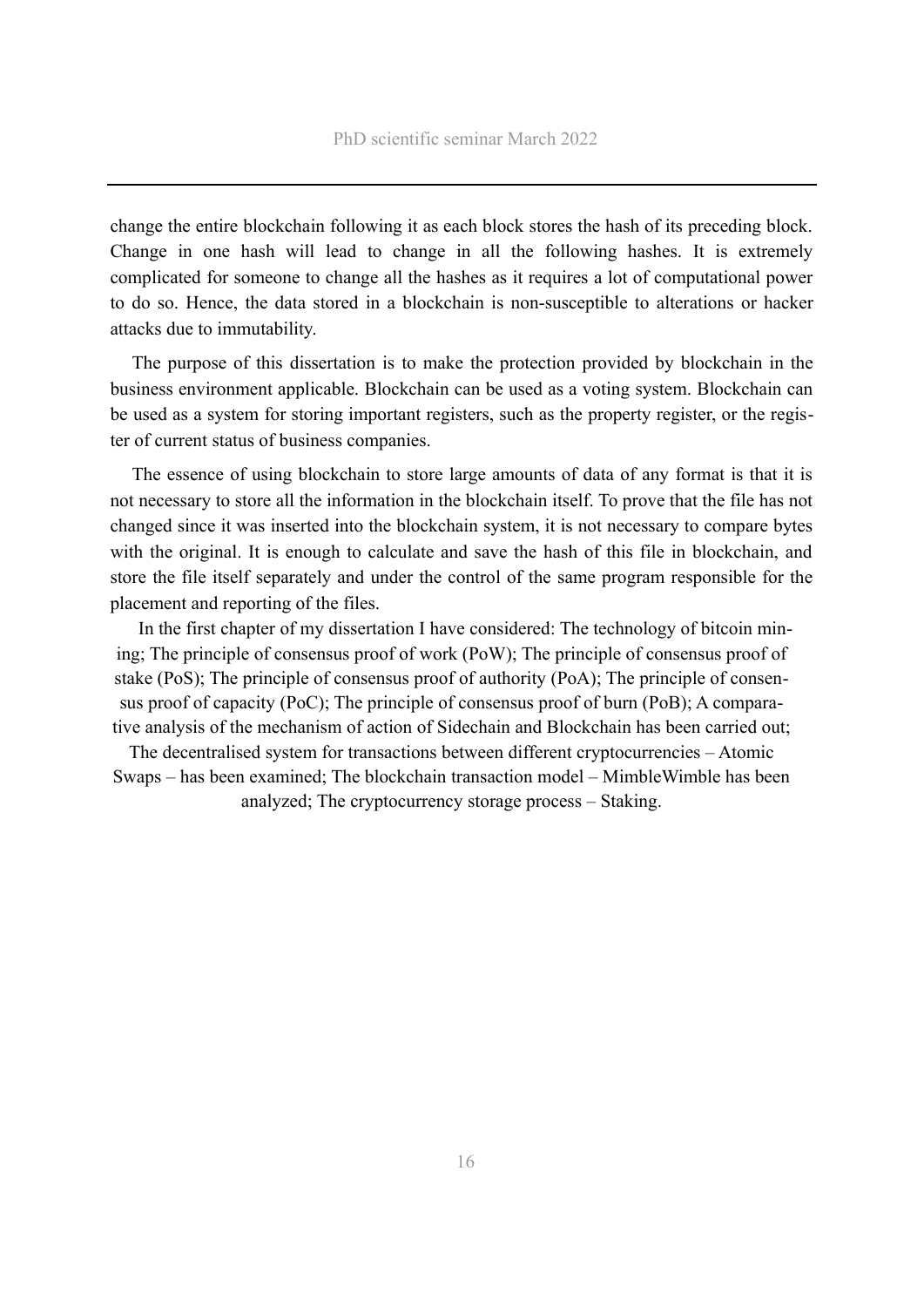change the entire blockchain following it as each block stores the hash of its preceding block. Change in one hash will lead to change in all the following hashes. It is extremely complicated for someone to change all the hashes as it requires a lot of computational power to do so. Hence, the data stored in a blockchain is non-susceptible to alterations or hacker attacks due to immutability.

The purpose of this dissertation is to make the protection provided by blockchain in the business environment applicable. Blockchain can be used as a voting system. Blockchain can be used as a system for storing important registers, such as the property register, or the register of current status of business companies.

The essence of using blockchain to store large amounts of data of any format is that it is not necessary to store all the information in the blockchain itself. To prove that the file has not changed since it was inserted into the blockchain system, it is not necessary to compare bytes with the original. It is enough to calculate and save the hash of this file in blockchain, and store the file itself separately and under the control of the same program responsible for the placement and reporting of the files.

In the first chapter of my dissertation I have considered: The technology of bitcoin mining; The principle of consensus proof of work (PoW); The principle of consensus proof of stake (PoS); The principle of consensus proof of authority (PoA); The principle of consensus proof of capacity (PoC); The principle of consensus proof of burn (PoB); A comparative analysis of the mechanism of action of Sidechain and Blockchain has been carried out; The decentralised system for transactions between different cryptocurrencies – Atomic Swaps – has been examined; The blockchain transaction model – MimbleWimble has been analyzed; The cryptocurrency storage process – Staking.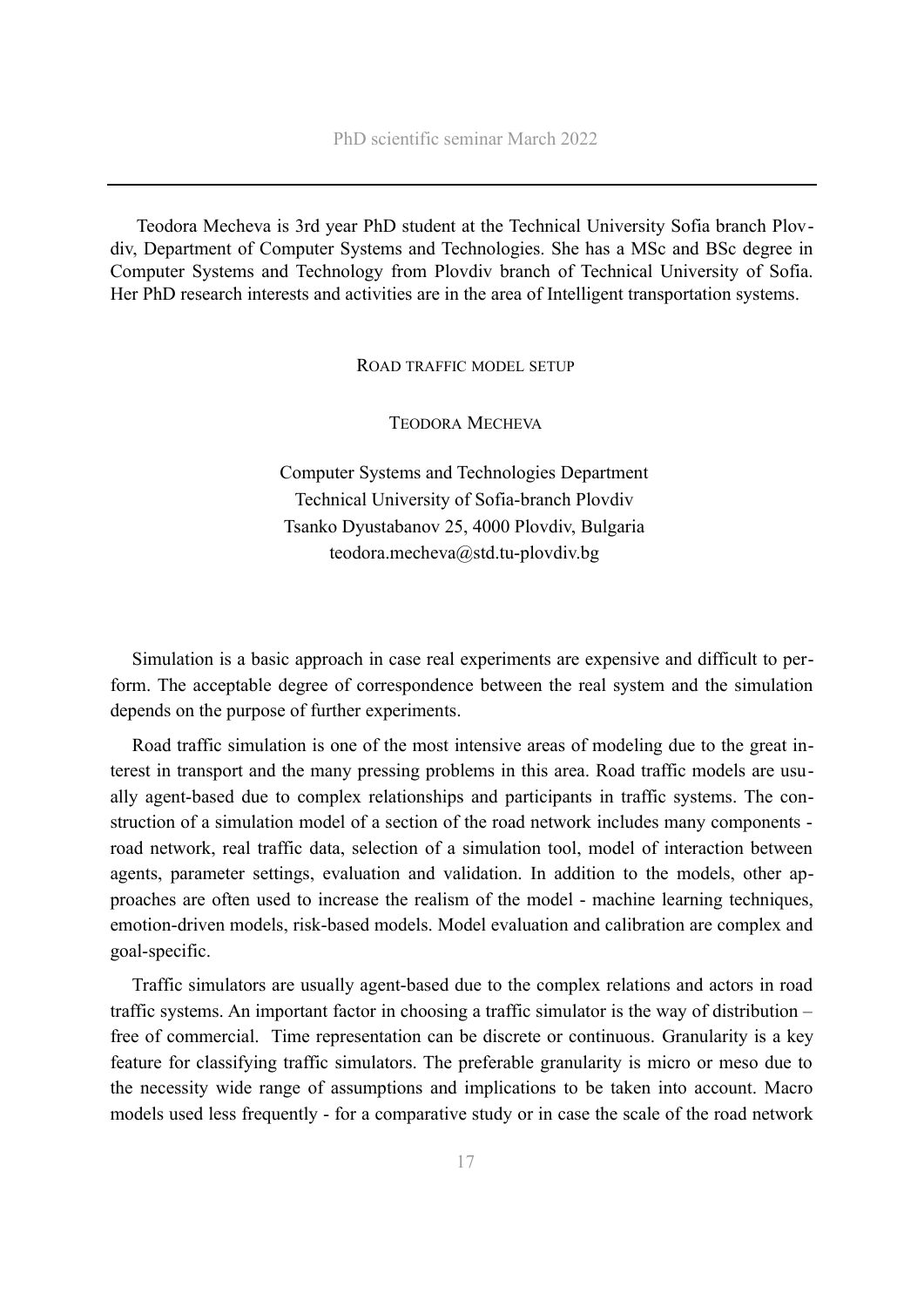Teodora Mecheva is 3rd year PhD student at the Technical University Sofia branch Plovdiv, Department of Computer Systems and Technologies. She has a MSc and BSc degree in Computer Systems and Technology from Plovdiv branch of Technical University of Sofia. Her PhD research interests and activities are in the area of Intelligent transportation systems.

## Road traffic model setup

Teodora Mecheva

Computer Systems and Technologies Department
Technical University of Sofia-branch Plovdiv
Tsanko Dyustabanov 25, 4000 Plovdiv, Bulgaria
teodora.mecheva@std.tu-plovdiv.bg

Simulation is a basic approach in case real experiments are expensive and difficult to perform. The acceptable degree of correspondence between the real system and the simulation depends on the purpose of further experiments.

Road traffic simulation is one of the most intensive areas of modeling due to the great interest in transport and the many pressing problems in this area. Road traffic models are usually agent-based due to complex relationships and participants in traffic systems. The construction of a simulation model of a section of the road network includes many components - road network, real traffic data, selection of a simulation tool, model of interaction between agents, parameter settings, evaluation and validation. In addition to the models, other approaches are often used to increase the realism of the model - machine learning techniques, emotion-driven models, risk-based models. Model evaluation and calibration are complex and goal-specific.

Traffic simulators are usually agent-based due to the complex relations and actors in road traffic systems. An important factor in choosing a traffic simulator is the way of distribution – free of commercial. Time representation can be discrete or continuous. Granularity is a key feature for classifying traffic simulators. The preferable granularity is micro or meso due to the necessity wide range of assumptions and implications to be taken into account. Macro models used less frequently - for a comparative study or in case the scale of the road network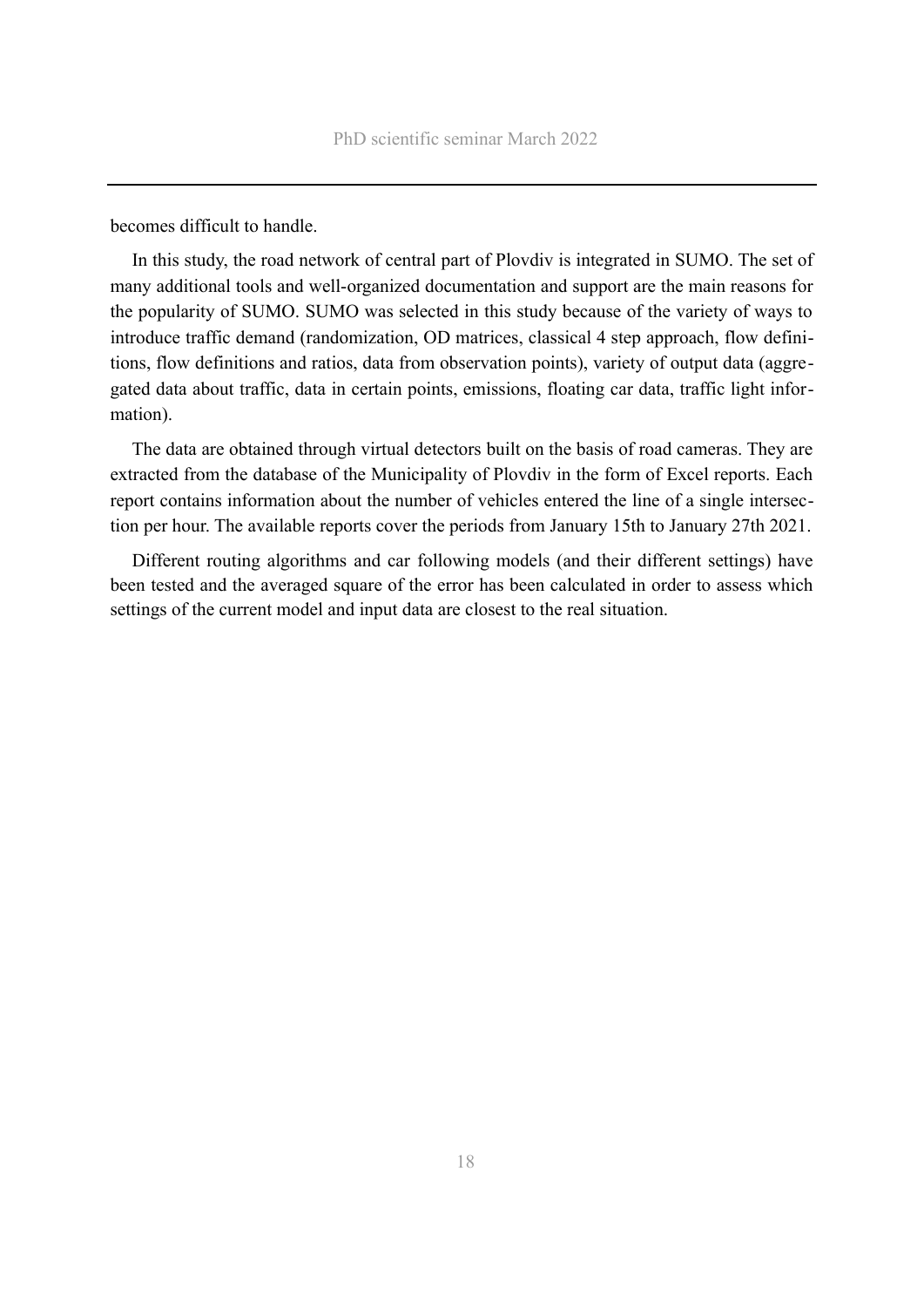becomes difficult to handle.

In this study, the road network of central part of Plovdiv is integrated in SUMO. The set of many additional tools and well-organized documentation and support are the main reasons for the popularity of SUMO. SUMO was selected in this study because of the variety of ways to introduce traffic demand (randomization, OD matrices, classical 4 step approach, flow definitions, flow definitions and ratios, data from observation points), variety of output data (aggregated data about traffic, data in certain points, emissions, floating car data, traffic light information).

The data are obtained through virtual detectors built on the basis of road cameras. They are extracted from the database of the Municipality of Plovdiv in the form of Excel reports. Each report contains information about the number of vehicles entered the line of a single intersection per hour. The available reports cover the periods from January 15th to January 27th 2021.

Different routing algorithms and car following models (and their different settings) have been tested and the averaged square of the error has been calculated in order to assess which settings of the current model and input data are closest to the real situation.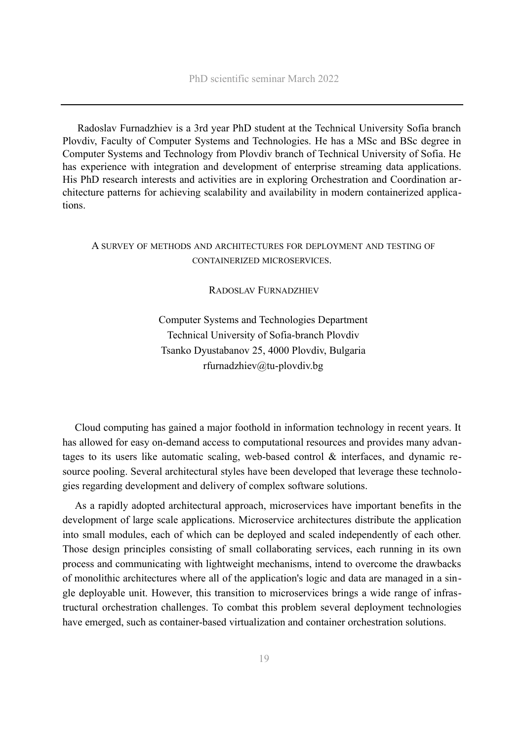Radoslav Furnadzhiev is a 3rd year PhD student at the Technical University Sofia branch Plovdiv, Faculty of Computer Systems and Technologies. He has a MSc and BSc degree in Computer Systems and Technology from Plovdiv branch of Technical University of Sofia. He has experience with integration and development of enterprise streaming data applications. His PhD research interests and activities are in exploring Orchestration and Coordination architecture patterns for achieving scalability and availability in modern containerized applications.

## A survey of methods and architectures for deployment and testing of containerized microservices.

Radoslav Furnadzhiev

Computer Systems and Technologies Department
Technical University of Sofia-branch Plovdiv
Tsanko Dyustabanov 25, 4000 Plovdiv, Bulgaria
rfurnadzhiev@tu-plovdiv.bg

Cloud computing has gained a major foothold in information technology in recent years. It has allowed for easy on-demand access to computational resources and provides many advantages to its users like automatic scaling, web-based control & interfaces, and dynamic resource pooling. Several architectural styles have been developed that leverage these technologies regarding development and delivery of complex software solutions.

As a rapidly adopted architectural approach, microservices have important benefits in the development of large scale applications. Microservice architectures distribute the application into small modules, each of which can be deployed and scaled independently of each other. Those design principles consisting of small collaborating services, each running in its own process and communicating with lightweight mechanisms, intend to overcome the drawbacks of monolithic architectures where all of the application's logic and data are managed in a single deployable unit. However, this transition to microservices brings a wide range of infrastructural orchestration challenges. To combat this problem several deployment technologies have emerged, such as container-based virtualization and container orchestration solutions.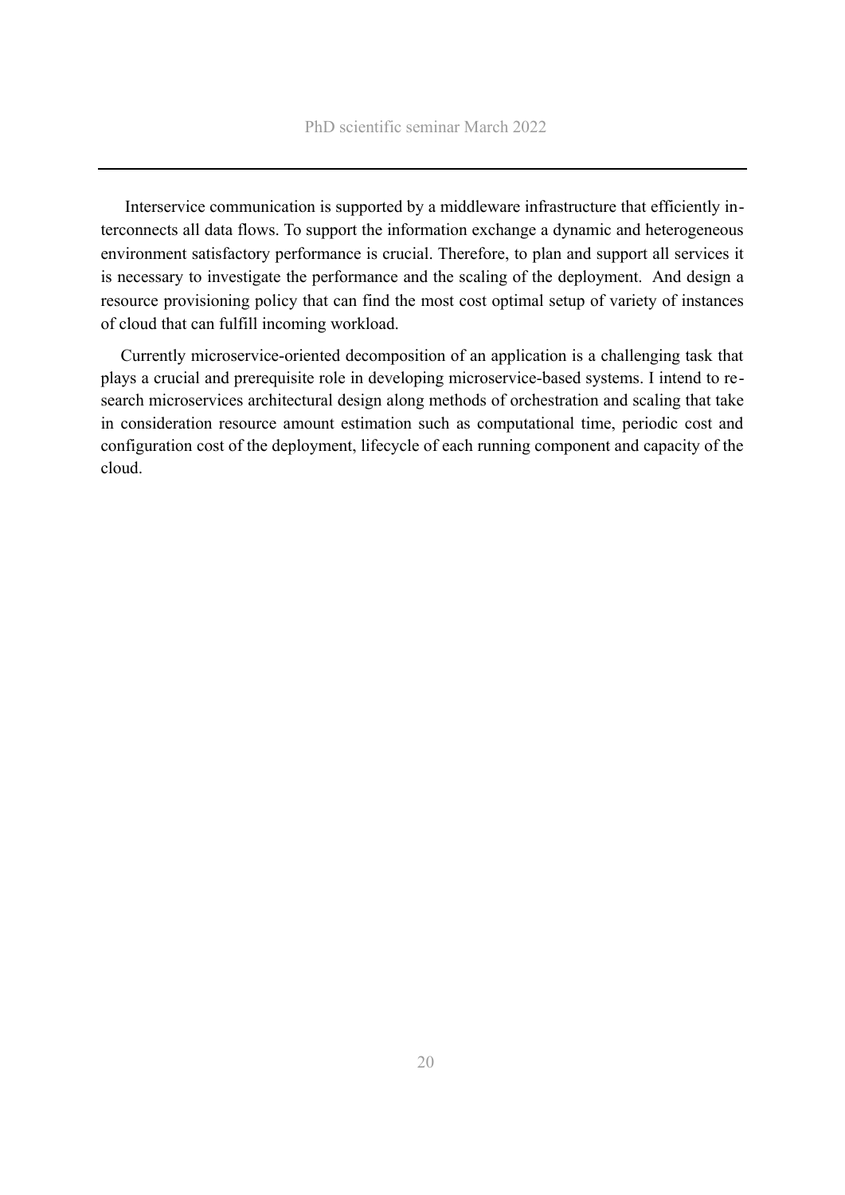Interservice communication is supported by a middleware infrastructure that efficiently interconnects all data flows. To support the information exchange a dynamic and heterogeneous environment satisfactory performance is crucial. Therefore, to plan and support all services it is necessary to investigate the performance and the scaling of the deployment. And design a resource provisioning policy that can find the most cost optimal setup of variety of instances of cloud that can fulfill incoming workload.

Currently microservice-oriented decomposition of an application is a challenging task that plays a crucial and prerequisite role in developing microservice-based systems. I intend to research microservices architectural design along methods of orchestration and scaling that take in consideration resource amount estimation such as computational time, periodic cost and configuration cost of the deployment, lifecycle of each running component and capacity of the cloud.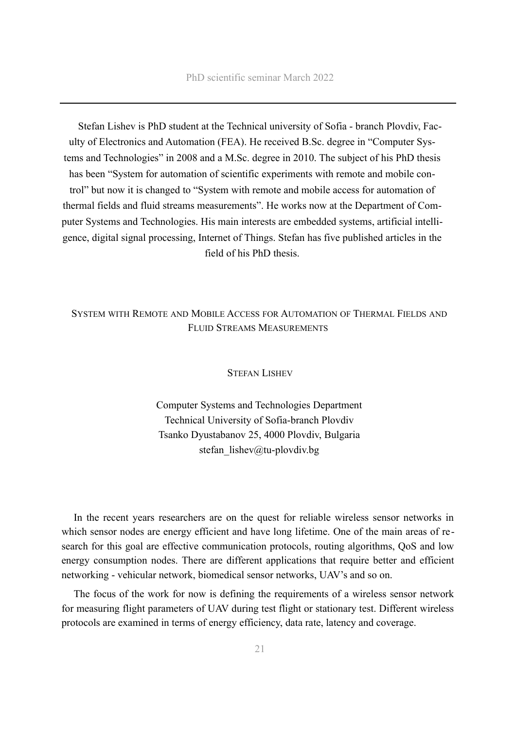Stefan Lishev is PhD student at the Technical university of Sofia - branch Plovdiv, Faculty of Electronics and Automation (FEA). He received B.Sc. degree in "Computer Systems and Technologies" in 2008 and a M.Sc. degree in 2010. The subject of his PhD thesis has been "System for automation of scientific experiments with remote and mobile control" but now it is changed to "System with remote and mobile access for automation of thermal fields and fluid streams measurements". He works now at the Department of Computer Systems and Technologies. His main interests are embedded systems, artificial intelligence, digital signal processing, Internet of Things. Stefan has five published articles in the field of his PhD thesis.

## System with Remote and Mobile Access for Automation of Thermal Fields and Fluid Streams Measurements

Stefan Lishev

Computer Systems and Technologies Department
Technical University of Sofia-branch Plovdiv
Tsanko Dyustabanov 25, 4000 Plovdiv, Bulgaria
stefan_lishev@tu-plovdiv.bg

In the recent years researchers are on the quest for reliable wireless sensor networks in which sensor nodes are energy efficient and have long lifetime. One of the main areas of research for this goal are effective communication protocols, routing algorithms, QoS and low energy consumption nodes. There are different applications that require better and efficient networking - vehicular network, biomedical sensor networks, UAV's and so on.

The focus of the work for now is defining the requirements of a wireless sensor network for measuring flight parameters of UAV during test flight or stationary test. Different wireless protocols are examined in terms of energy efficiency, data rate, latency and coverage.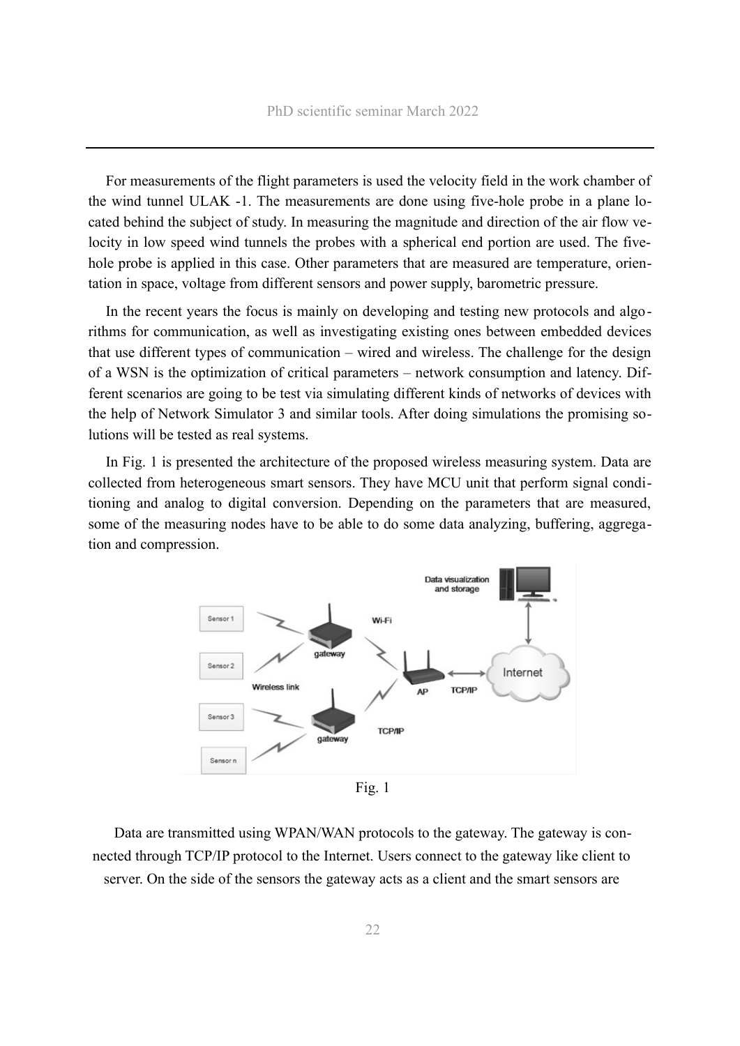For measurements of the flight parameters is used the velocity field in the work chamber of the wind tunnel ULAK -1. The measurements are done using five-hole probe in a plane located behind the subject of study. In measuring the magnitude and direction of the air flow velocity in low speed wind tunnels the probes with a spherical end portion are used. The five-hole probe is applied in this case. Other parameters that are measured are temperature, orientation in space, voltage from different sensors and power supply, barometric pressure.

In the recent years the focus is mainly on developing and testing new protocols and algorithms for communication, as well as investigating existing ones between embedded devices that use different types of communication – wired and wireless. The challenge for the design of a WSN is the optimization of critical parameters – network consumption and latency. Different scenarios are going to be test via simulating different kinds of networks of devices with the help of Network Simulator 3 and similar tools. After doing simulations the promising solutions will be tested as real systems.

In Fig. 1 is presented the architecture of the proposed wireless measuring system. Data are collected from heterogeneous smart sensors. They have MCU unit that perform signal conditioning and analog to digital conversion. Depending on the parameters that are measured, some of the measuring nodes have to be able to do some data analyzing, buffering, aggregation and compression.

Fig. 1

Data are transmitted using WPAN/WAN protocols to the gateway. The gateway is connected through TCP/IP protocol to the Internet. Users connect to the gateway like client to server. On the side of the sensors the gateway acts as a client and the smart sensors are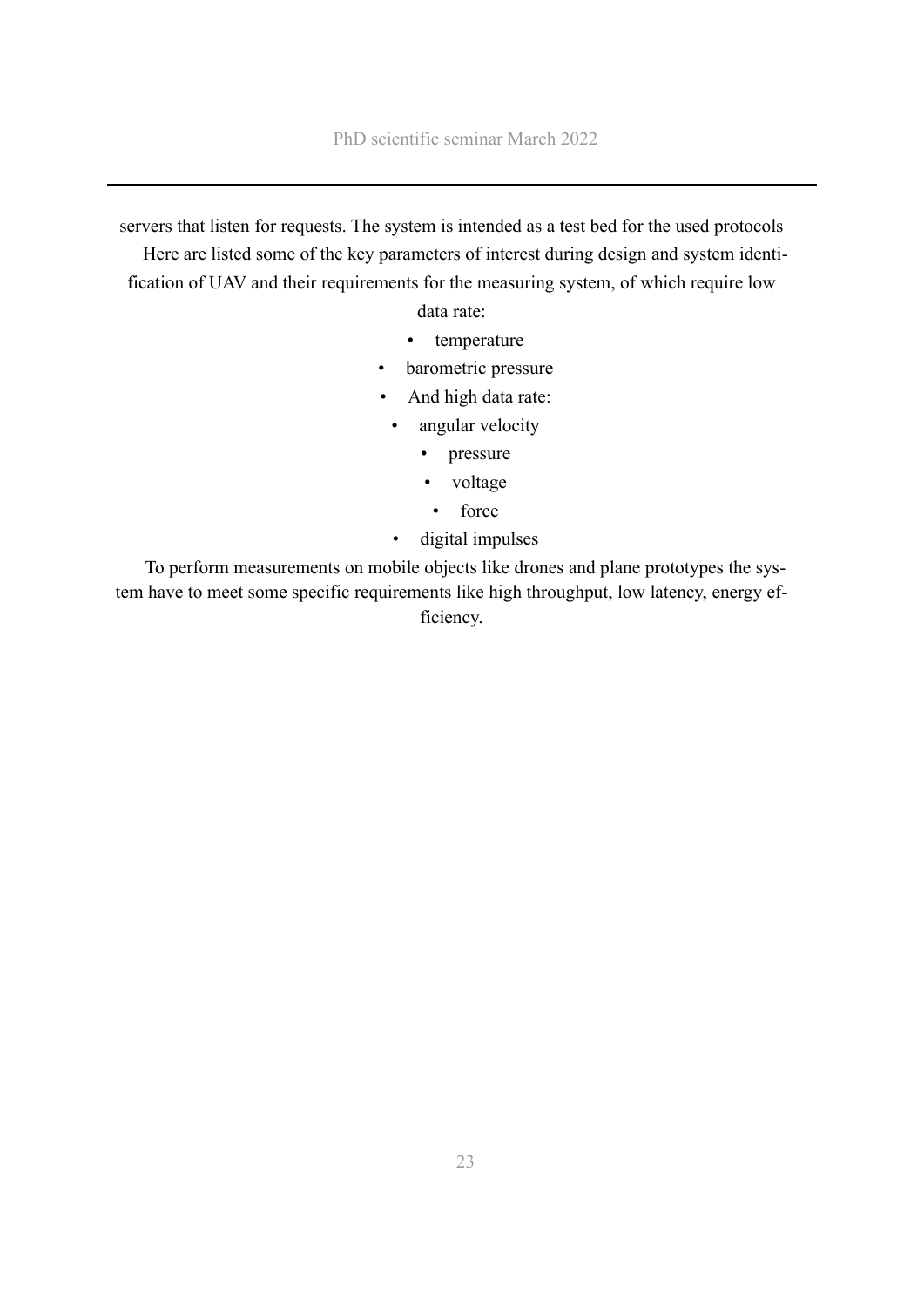servers that listen for requests. The system is intended as a test bed for the used protocols

Here are listed some of the key parameters of interest during design and system identification of UAV and their requirements for the measuring system, of which require low data rate:

- temperature
- barometric pressure
- And high data rate:
- angular velocity
- pressure
- voltage
- force
- digital impulses

To perform measurements on mobile objects like drones and plane prototypes the system have to meet some specific requirements like high throughput, low latency, energy efficiency.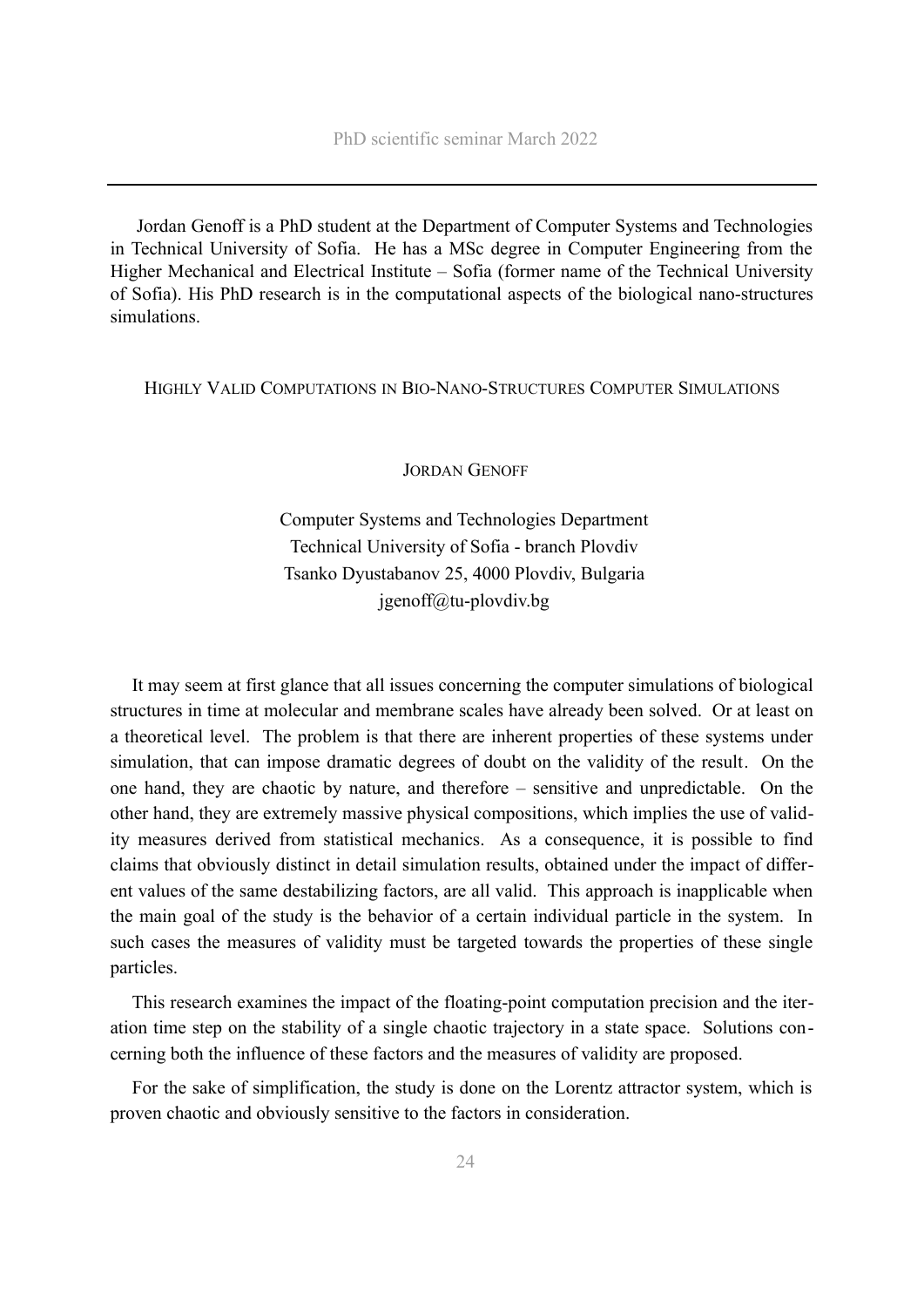Jordan Genoff is a PhD student at the Department of Computer Systems and Technologies in Technical University of Sofia. He has a MSc degree in Computer Engineering from the Higher Mechanical and Electrical Institute – Sofia (former name of the Technical University of Sofia). His PhD research is in the computational aspects of the biological nano-structures simulations.

## Highly Valid Computations in Bio-Nano-Structures Computer Simulations

Jordan Genoff

Computer Systems and Technologies Department
Technical University of Sofia - branch Plovdiv
Tsanko Dyustabanov 25, 4000 Plovdiv, Bulgaria
jgenoff@tu-plovdiv.bg

It may seem at first glance that all issues concerning the computer simulations of biological structures in time at molecular and membrane scales have already been solved. Or at least on a theoretical level. The problem is that there are inherent properties of these systems under simulation, that can impose dramatic degrees of doubt on the validity of the result. On the one hand, they are chaotic by nature, and therefore – sensitive and unpredictable. On the other hand, they are extremely massive physical compositions, which implies the use of validity measures derived from statistical mechanics. As a consequence, it is possible to find claims that obviously distinct in detail simulation results, obtained under the impact of different values of the same destabilizing factors, are all valid. This approach is inapplicable when the main goal of the study is the behavior of a certain individual particle in the system. In such cases the measures of validity must be targeted towards the properties of these single particles.

This research examines the impact of the floating-point computation precision and the iteration time step on the stability of a single chaotic trajectory in a state space. Solutions concerning both the influence of these factors and the measures of validity are proposed.

For the sake of simplification, the study is done on the Lorentz attractor system, which is proven chaotic and obviously sensitive to the factors in consideration.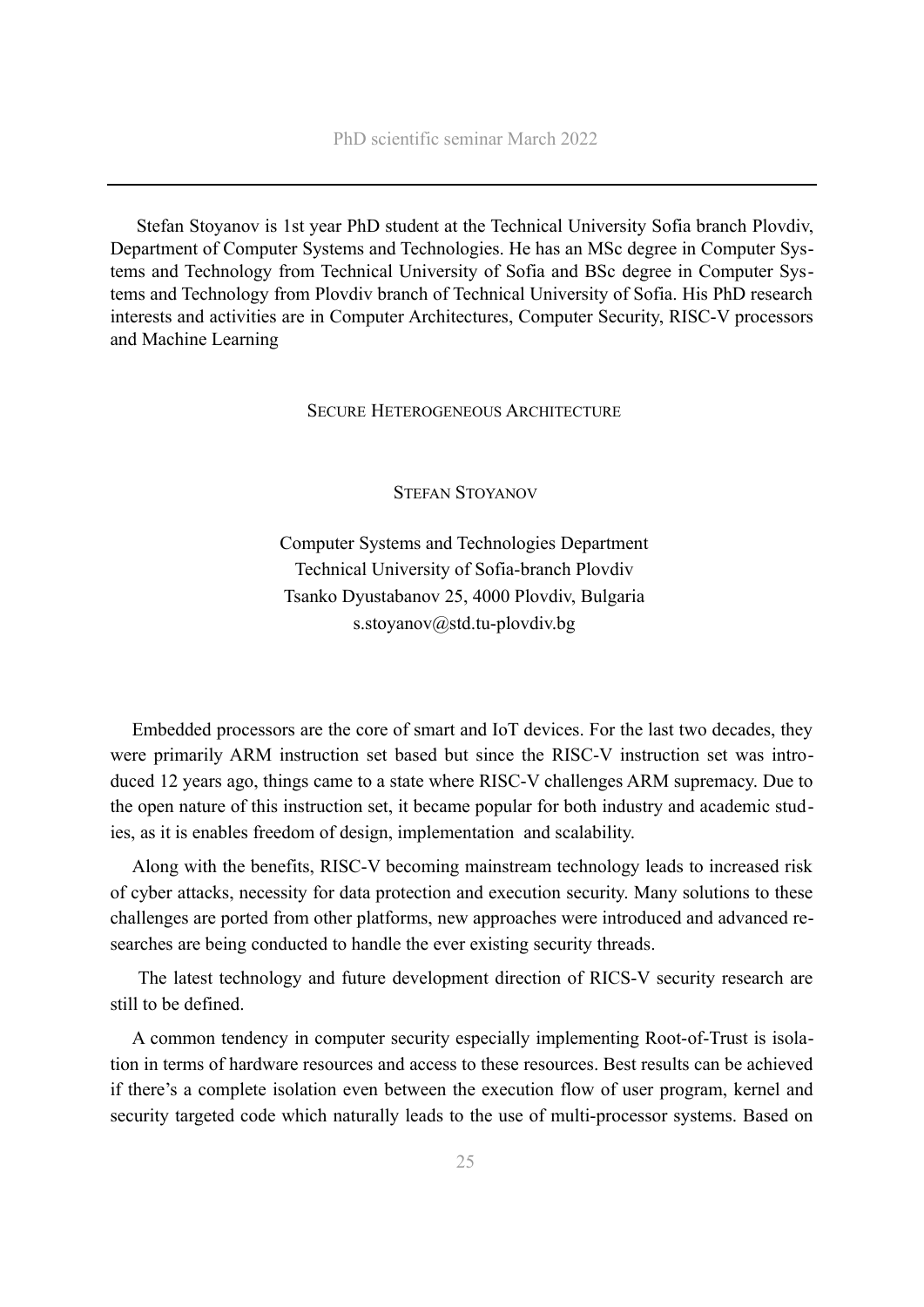Stefan Stoyanov is 1st year PhD student at the Technical University Sofia branch Plovdiv, Department of Computer Systems and Technologies. He has an MSc degree in Computer Systems and Technology from Technical University of Sofia and BSc degree in Computer Systems and Technology from Plovdiv branch of Technical University of Sofia. His PhD research interests and activities are in Computer Architectures, Computer Security, RISC-V processors and Machine Learning

## SECURE HETEROGENEOUS ARCHITECTURE

STEFAN STOYANOV

Computer Systems and Technologies Department  
Technical University of Sofia-branch Plovdiv  
Tsanko Dyustabanov 25, 4000 Plovdiv, Bulgaria  
s.stoyanov@std.tu-plovdiv.bg

Embedded processors are the core of smart and IoT devices. For the last two decades, they were primarily ARM instruction set based but since the RISC-V instruction set was introduced 12 years ago, things came to a state where RISC-V challenges ARM supremacy. Due to the open nature of this instruction set, it became popular for both industry and academic studies, as it is enables freedom of design, implementation and scalability.

Along with the benefits, RISC-V becoming mainstream technology leads to increased risk of cyber attacks, necessity for data protection and execution security. Many solutions to these challenges are ported from other platforms, new approaches were introduced and advanced researches are being conducted to handle the ever existing security threads.

The latest technology and future development direction of RICS-V security research are still to be defined.

A common tendency in computer security especially implementing Root-of-Trust is isolation in terms of hardware resources and access to these resources. Best results can be achieved if there's a complete isolation even between the execution flow of user program, kernel and security targeted code which naturally leads to the use of multi-processor systems. Based on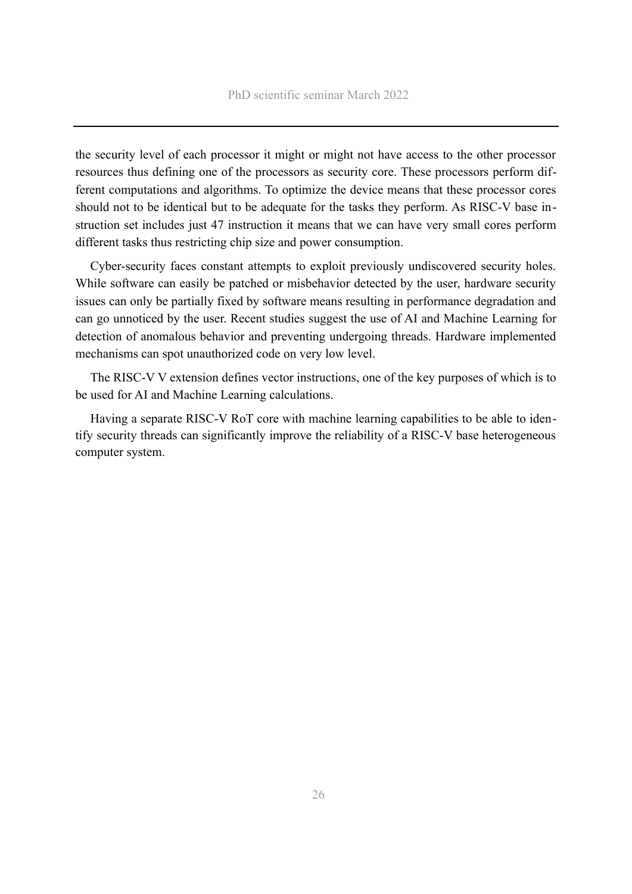the security level of each processor it might or might not have access to the other processor resources thus defining one of the processors as security core. These processors perform different computations and algorithms. To optimize the device means that these processor cores should not to be identical but to be adequate for the tasks they perform. As RISC-V base instruction set includes just 47 instruction it means that we can have very small cores perform different tasks thus restricting chip size and power consumption.

Cyber-security faces constant attempts to exploit previously undiscovered security holes. While software can easily be patched or misbehavior detected by the user, hardware security issues can only be partially fixed by software means resulting in performance degradation and can go unnoticed by the user. Recent studies suggest the use of AI and Machine Learning for detection of anomalous behavior and preventing undergoing threads. Hardware implemented mechanisms can spot unauthorized code on very low level.

The RISC-V V extension defines vector instructions, one of the key purposes of which is to be used for AI and Machine Learning calculations.

Having a separate RISC-V RoT core with machine learning capabilities to be able to identify security threads can significantly improve the reliability of a RISC-V base heterogeneous computer system.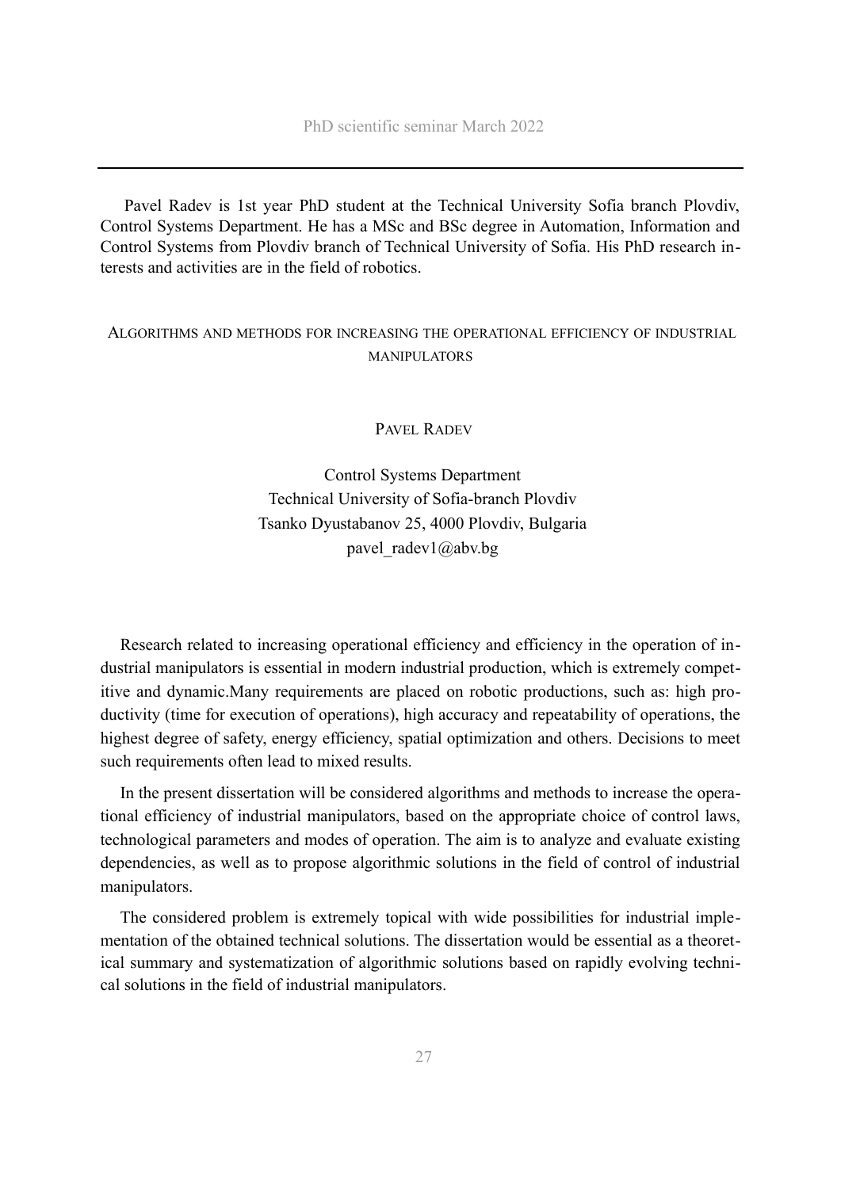Pavel Radev is 1st year PhD student at the Technical University Sofia branch Plovdiv, Control Systems Department. He has a MSc and BSc degree in Automation, Information and Control Systems from Plovdiv branch of Technical University of Sofia. His PhD research interests and activities are in the field of robotics.

## Algorithms and methods for increasing the operational efficiency of industrial manipulators

Pavel Radev

Control Systems Department
Technical University of Sofia-branch Plovdiv
Tsanko Dyustabanov 25, 4000 Plovdiv, Bulgaria
pavel_radev1@abv.bg

Research related to increasing operational efficiency and efficiency in the operation of industrial manipulators is essential in modern industrial production, which is extremely competitive and dynamic.Many requirements are placed on robotic productions, such as: high productivity (time for execution of operations), high accuracy and repeatability of operations, the highest degree of safety, energy efficiency, spatial optimization and others. Decisions to meet such requirements often lead to mixed results.

In the present dissertation will be considered algorithms and methods to increase the operational efficiency of industrial manipulators, based on the appropriate choice of control laws, technological parameters and modes of operation. The aim is to analyze and evaluate existing dependencies, as well as to propose algorithmic solutions in the field of control of industrial manipulators.

The considered problem is extremely topical with wide possibilities for industrial implementation of the obtained technical solutions. The dissertation would be essential as a theoretical summary and systematization of algorithmic solutions based on rapidly evolving technical solutions in the field of industrial manipulators.